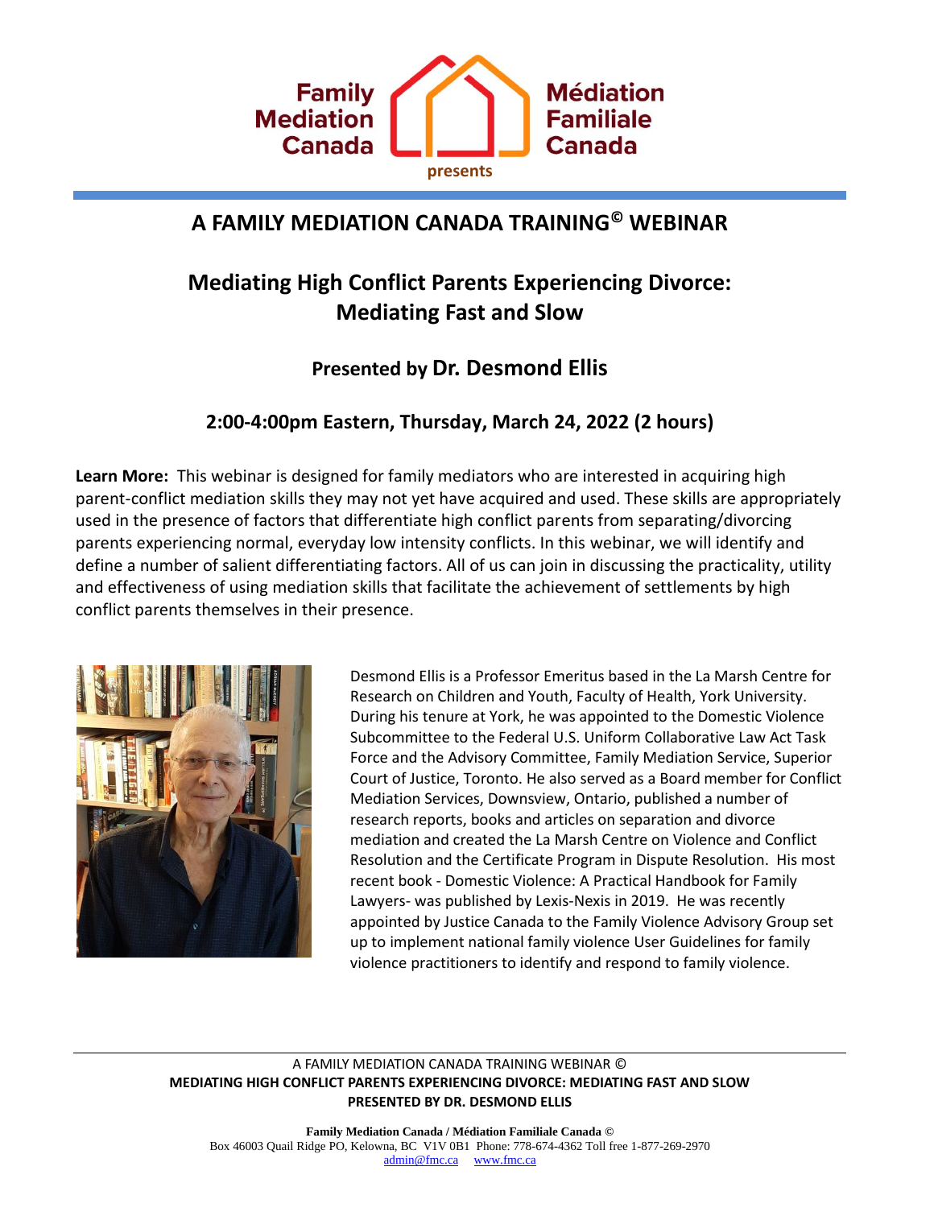Family Mediation Canada | Médiation Familiale Canada

presents

# A FAMILY MEDIATION CANADA TRAINING© WEBINAR

## Mediating High Conflict Parents Experiencing Divorce: Mediating Fast and Slow

### Presented by Dr. Desmond Ellis

### 2:00-4:00pm Eastern, Thursday, March 24, 2022 (2 hours)

**Learn More:** This webinar is designed for family mediators who are interested in acquiring high parent-conflict mediation skills they may not yet have acquired and used. These skills are appropriately used in the presence of factors that differentiate high conflict parents from separating/divorcing parents experiencing normal, everyday low intensity conflicts. In this webinar, we will identify and define a number of salient differentiating factors. All of us can join in discussing the practicality, utility and effectiveness of using mediation skills that facilitate the achievement of settlements by high conflict parents themselves in their presence.

Desmond Ellis is a Professor Emeritus based in the La Marsh Centre for Research on Children and Youth, Faculty of Health, York University. During his tenure at York, he was appointed to the Domestic Violence Subcommittee to the Federal U.S. Uniform Collaborative Law Act Task Force and the Advisory Committee, Family Mediation Service, Superior Court of Justice, Toronto. He also served as a Board member for Conflict Mediation Services, Downsview, Ontario, published a number of research reports, books and articles on separation and divorce mediation and created the La Marsh Centre on Violence and Conflict Resolution and the Certificate Program in Dispute Resolution. His most recent book - Domestic Violence: A Practical Handbook for Family Lawyers- was published by Lexis-Nexis in 2019. He was recently appointed by Justice Canada to the Family Violence Advisory Group set up to implement national family violence User Guidelines for family violence practitioners to identify and respond to family violence.

A FAMILY MEDIATION CANADA TRAINING WEBINAR ©
**MEDIATING HIGH CONFLICT PARENTS EXPERIENCING DIVORCE: MEDIATING FAST AND SLOW**
**PRESENTED BY DR. DESMOND ELLIS**

**Family Mediation Canada / Médiation Familiale Canada ©**
Box 46003 Quail Ridge PO, Kelowna, BC V1V 0B1 Phone: 778-674-4362 Toll free 1-877-269-2970
admin@fmc.ca www.fmc.ca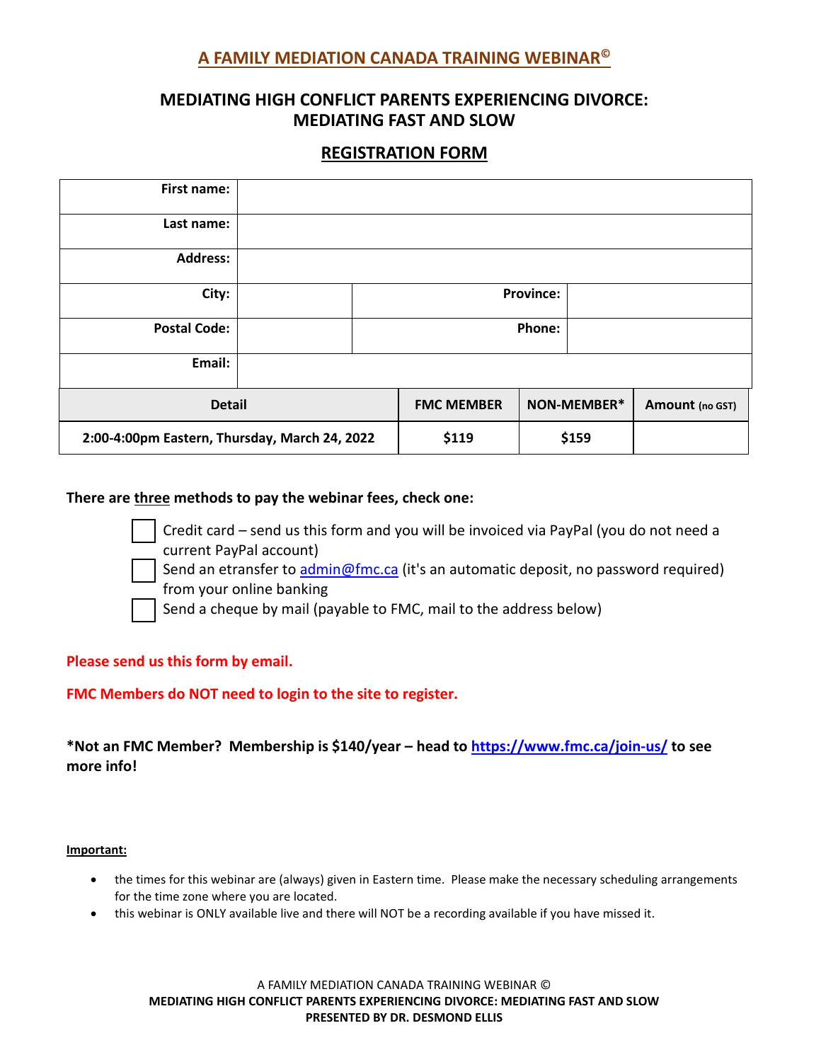## A FAMILY MEDIATION CANADA TRAINING WEBINAR©

# MEDIATING HIGH CONFLICT PARENTS EXPERIENCING DIVORCE: MEDIATING FAST AND SLOW

## REGISTRATION FORM

| | | | |
|---|---|---|---|
| **First name:** | | | |
| **Last name:** | | | |
| **Address:** | | | |
| **City:** | | **Province:** | |
| **Postal Code:** | | **Phone:** | |
| **Email:** | | | |

| Detail | FMC MEMBER | NON-MEMBER* | Amount (no GST) |
|---|---|---|---|
| 2:00-4:00pm Eastern, Thursday, March 24, 2022 | $119 | $159 | |

**There are three methods to pay the webinar fees, check one:**

- ☐ Credit card – send us this form and you will be invoiced via PayPal (you do not need a current PayPal account)
- ☐ Send an etransfer to admin@fmc.ca (it's an automatic deposit, no password required) from your online banking
- ☐ Send a cheque by mail (payable to FMC, mail to the address below)

**Please send us this form by email.**

**FMC Members do NOT need to login to the site to register.**

**\*Not an FMC Member? Membership is $140/year – head to https://www.fmc.ca/join-us/ to see more info!**

**Important:**

- the times for this webinar are (always) given in Eastern time. Please make the necessary scheduling arrangements for the time zone where you are located.
- this webinar is ONLY available live and there will NOT be a recording available if you have missed it.

A FAMILY MEDIATION CANADA TRAINING WEBINAR ©
**MEDIATING HIGH CONFLICT PARENTS EXPERIENCING DIVORCE: MEDIATING FAST AND SLOW**
**PRESENTED BY DR. DESMOND ELLIS**